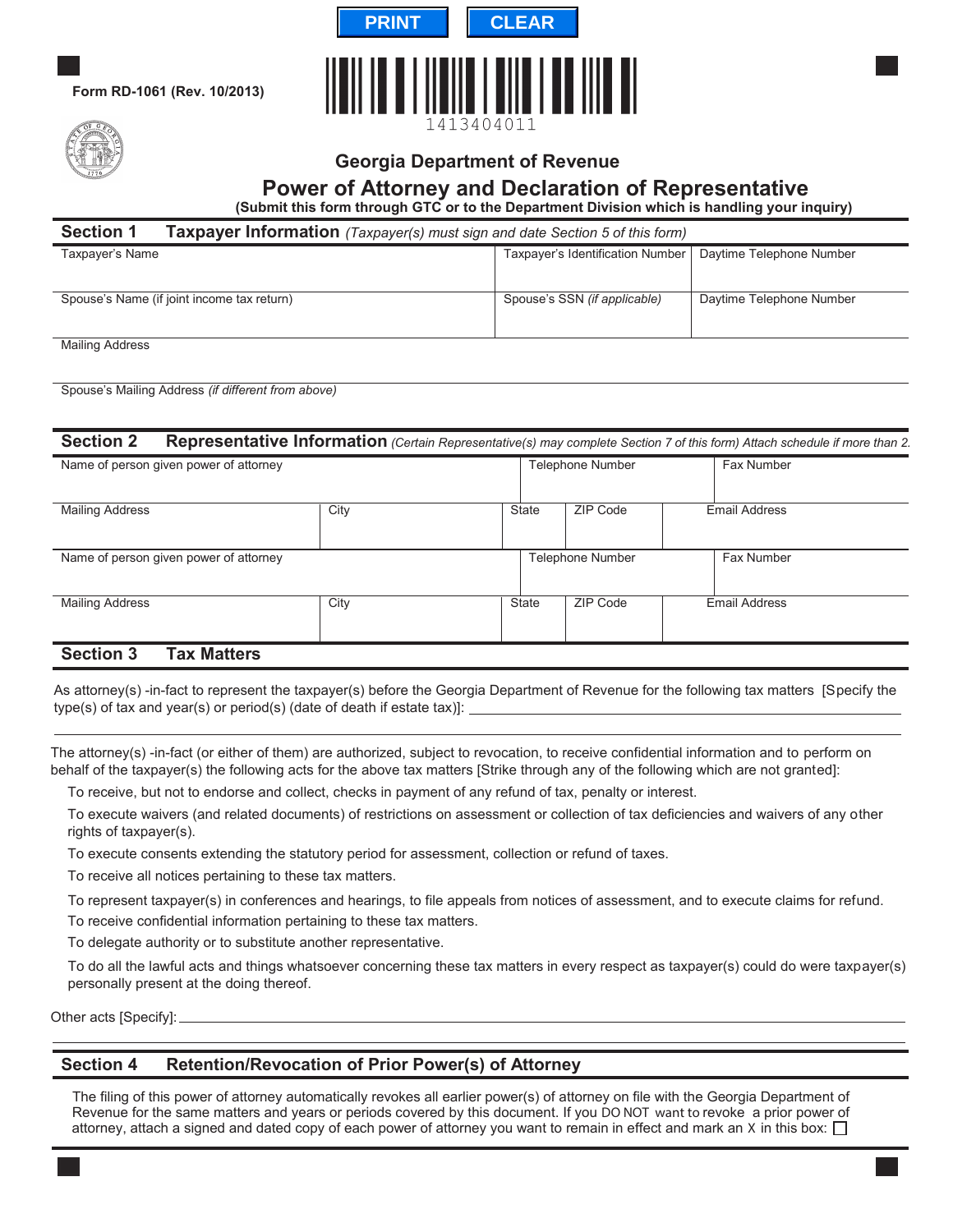Form RD-1061 (Rev. 10/2013)

1413404011

# Georgia Department of Revenue

## Power of Attorney and Declaration of Representative

**(Submit this form through GTC or to the Department Division which is handling your inquiry)**

## Section 1 Taxpayer Information *(Taxpayer(s) must sign and date Section 5 of this form)*

| Taxpayer's Name | Taxpayer's Identification Number | Daytime Telephone Number |
|---|---|---|
| | | |
| Spouse's Name (if joint income tax return) | Spouse's SSN *(if applicable)* | Daytime Telephone Number |
| | | |

Mailing Address

Spouse's Mailing Address *(if different from above)*

## Section 2 Representative Information *(Certain Representative(s) may complete Section 7 of this form) Attach schedule if more than 2.*

| Name of person given power of attorney | | | Telephone Number | | Fax Number |
|---|---|---|---|---|---|
| Mailing Address | City | State | ZIP Code | | Email Address |
| Name of person given power of attorney | | | Telephone Number | | Fax Number |
| Mailing Address | City | State | ZIP Code | | Email Address |

## Section 3 Tax Matters

As attorney(s) -in-fact to represent the taxpayer(s) before the Georgia Department of Revenue for the following tax matters [Specify the type(s) of tax and year(s) or period(s) (date of death if estate tax)]: ______________________

The attorney(s) -in-fact (or either of them) are authorized, subject to revocation, to receive confidential information and to perform on behalf of the taxpayer(s) the following acts for the above tax matters [Strike through any of the following which are not granted]:

To receive, but not to endorse and collect, checks in payment of any refund of tax, penalty or interest.

To execute waivers (and related documents) of restrictions on assessment or collection of tax deficiencies and waivers of any other rights of taxpayer(s).

To execute consents extending the statutory period for assessment, collection or refund of taxes.

To receive all notices pertaining to these tax matters.

To represent taxpayer(s) in conferences and hearings, to file appeals from notices of assessment, and to execute claims for refund.

To receive confidential information pertaining to these tax matters.

To delegate authority or to substitute another representative.

To do all the lawful acts and things whatsoever concerning these tax matters in every respect as taxpayer(s) could do were taxpayer(s) personally present at the doing thereof.

Other acts [Specify]: ______________________

## Section 4 Retention/Revocation of Prior Power(s) of Attorney

The filing of this power of attorney automatically revokes all earlier power(s) of attorney on file with the Georgia Department of Revenue for the same matters and years or periods covered by this document. If you DO NOT want to revoke a prior power of attorney, attach a signed and dated copy of each power of attorney you want to remain in effect and mark an X in this box: ☐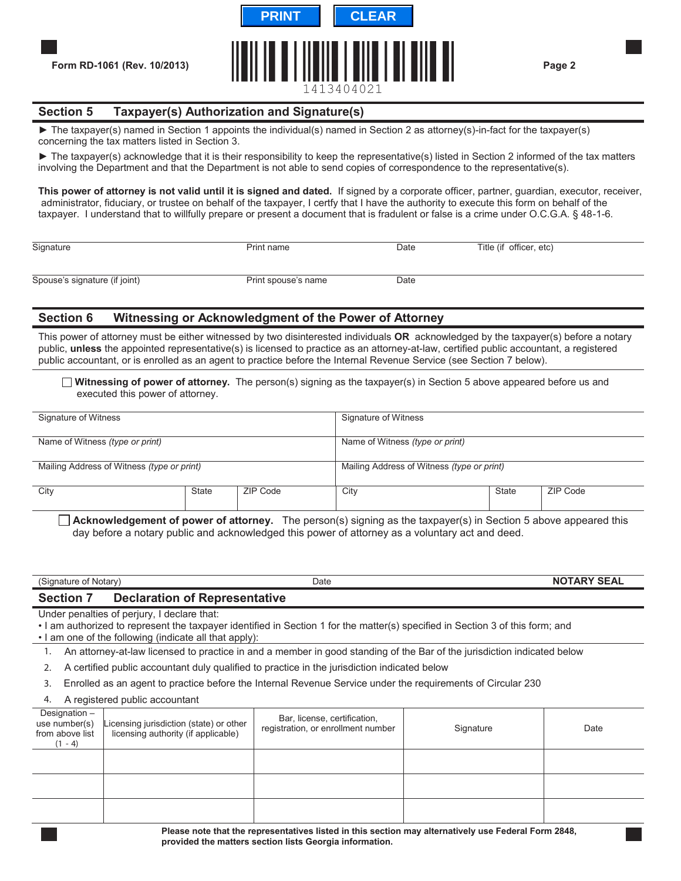Form RD-1061 (Rev. 10/2013)

## Section 5 Taxpayer(s) Authorization and Signature(s)

► The taxpayer(s) named in Section 1 appoints the individual(s) named in Section 2 as attorney(s)-in-fact for the taxpayer(s) concerning the tax matters listed in Section 3.

► The taxpayer(s) acknowledge that it is their responsibility to keep the representative(s) listed in Section 2 informed of the tax matters involving the Department and that the Department is not able to send copies of correspondence to the representative(s).

**This power of attorney is not valid until it is signed and dated.** If signed by a corporate officer, partner, guardian, executor, receiver, administrator, fiduciary, or trustee on behalf of the taxpayer, I certify that I have the authority to execute this form on behalf of the taxpayer. I understand that to willfully prepare or present a document that is fradulent or false is a crime under O.C.G.A. § 48-1-6.

| Signature | Print name | Date | Title (if officer, etc) |
|---|---|---|---|
| Spouse's signature (if joint) | Print spouse's name | Date | |

## Section 6 Witnessing or Acknowledgment of the Power of Attorney

This power of attorney must be either witnessed by two disinterested individuals **OR** acknowledged by the taxpayer(s) before a notary public, **unless** the appointed representative(s) is licensed to practice as an attorney-at-law, certified public accountant, a registered public accountant, or is enrolled as an agent to practice before the Internal Revenue Service (see Section 7 below).

☐ **Witnessing of power of attorney.** The person(s) signing as the taxpayer(s) in Section 5 above appeared before us and executed this power of attorney.

| | | | | | |
|---|---|---|---|---|---|
| Signature of Witness | | | Signature of Witness | | |
| Name of Witness *(type or print)* | | | Name of Witness *(type or print)* | | |
| Mailing Address of Witness *(type or print)* | | | Mailing Address of Witness *(type or print)* | | |
| City | State | ZIP Code | City | State | ZIP Code |

☐ **Acknowledgement of power of attorney.** The person(s) signing as the taxpayer(s) in Section 5 above appeared this day before a notary public and acknowledged this power of attorney as a voluntary act and deed.

| (Signature of Notary) | Date | **NOTARY SEAL** |
|---|---|---|

## Section 7 Declaration of Representative

Under penalties of perjury, I declare that:
- I am authorized to represent the taxpayer identified in Section 1 for the matter(s) specified in Section 3 of this form; and
- I am one of the following (indicate all that apply):

1. An attorney-at-law licensed to practice in and a member in good standing of the Bar of the jurisdiction indicated below
2. A certified public accountant duly qualified to practice in the jurisdiction indicated below
3. Enrolled as an agent to practice before the Internal Revenue Service under the requirements of Circular 230
4. A registered public accountant

| Designation – use number(s) from above list (1 - 4) | Licensing jurisdiction (state) or other licensing authority (if applicable) | Bar, license, certification, registration, or enrollment number | Signature | Date |
|---|---|---|---|---|
| | | | | |
| | | | | |
| | | | | |

**Please note that the representatives listed in this section may alternatively use Federal Form 2848, provided the matters section lists Georgia information.**